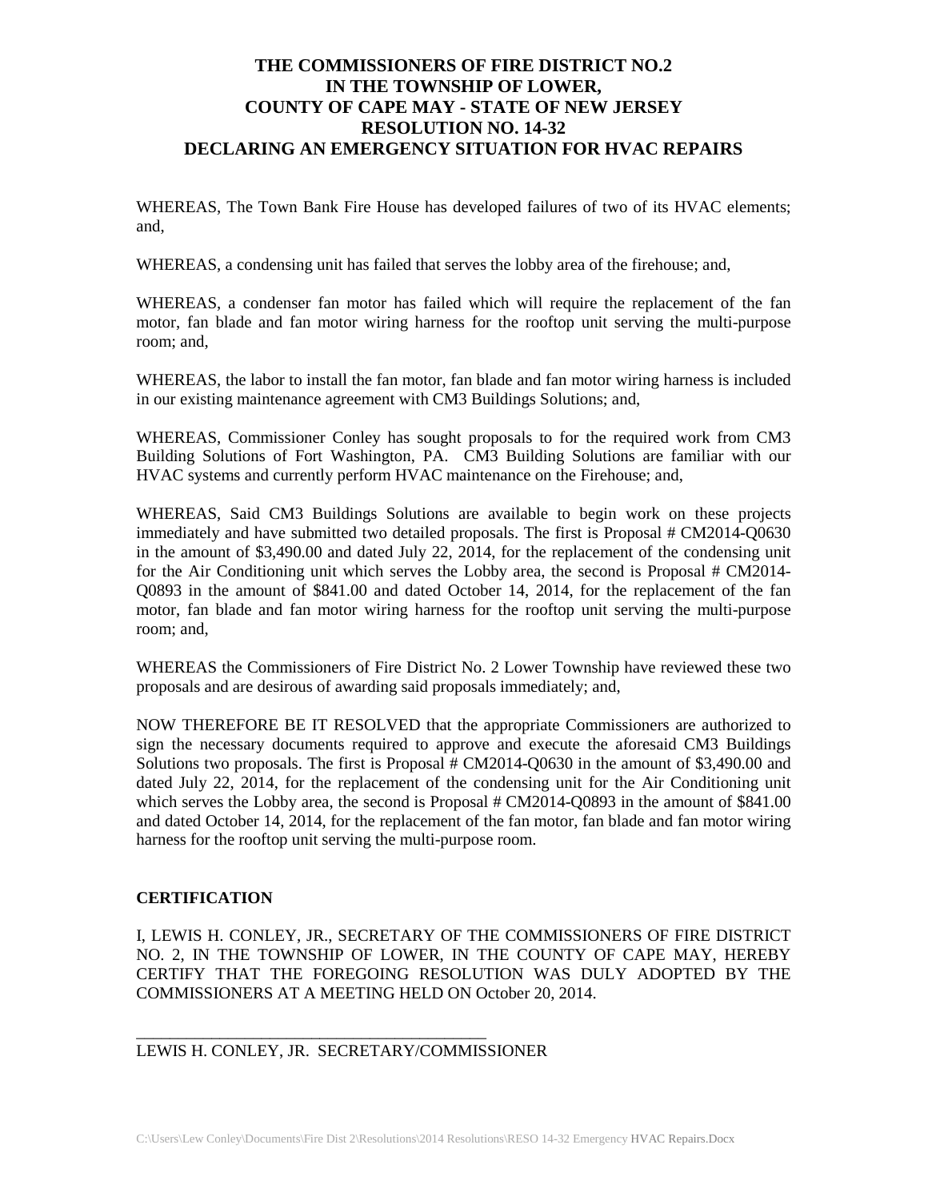# THE COMMISSIONERS OF FIRE DISTRICT NO.2
# IN THE TOWNSHIP OF LOWER,
# COUNTY OF CAPE MAY - STATE OF NEW JERSEY
# RESOLUTION NO. 14-32
# DECLARING AN EMERGENCY SITUATION FOR HVAC REPAIRS

WHEREAS, The Town Bank Fire House has developed failures of two of its HVAC elements; and,

WHEREAS, a condensing unit has failed that serves the lobby area of the firehouse; and,

WHEREAS, a condenser fan motor has failed which will require the replacement of the fan motor, fan blade and fan motor wiring harness for the rooftop unit serving the multi-purpose room; and,

WHEREAS, the labor to install the fan motor, fan blade and fan motor wiring harness is included in our existing maintenance agreement with CM3 Buildings Solutions; and,

WHEREAS, Commissioner Conley has sought proposals to for the required work from CM3 Building Solutions of Fort Washington, PA. CM3 Building Solutions are familiar with our HVAC systems and currently perform HVAC maintenance on the Firehouse; and,

WHEREAS, Said CM3 Buildings Solutions are available to begin work on these projects immediately and have submitted two detailed proposals. The first is Proposal # CM2014-Q0630 in the amount of $3,490.00 and dated July 22, 2014, for the replacement of the condensing unit for the Air Conditioning unit which serves the Lobby area, the second is Proposal # CM2014-Q0893 in the amount of $841.00 and dated October 14, 2014, for the replacement of the fan motor, fan blade and fan motor wiring harness for the rooftop unit serving the multi-purpose room; and,

WHEREAS the Commissioners of Fire District No. 2 Lower Township have reviewed these two proposals and are desirous of awarding said proposals immediately; and,

NOW THEREFORE BE IT RESOLVED that the appropriate Commissioners are authorized to sign the necessary documents required to approve and execute the aforesaid CM3 Buildings Solutions two proposals. The first is Proposal # CM2014-Q0630 in the amount of $3,490.00 and dated July 22, 2014, for the replacement of the condensing unit for the Air Conditioning unit which serves the Lobby area, the second is Proposal # CM2014-Q0893 in the amount of $841.00 and dated October 14, 2014, for the replacement of the fan motor, fan blade and fan motor wiring harness for the rooftop unit serving the multi-purpose room.

**CERTIFICATION**

I, LEWIS H. CONLEY, JR., SECRETARY OF THE COMMISSIONERS OF FIRE DISTRICT NO. 2, IN THE TOWNSHIP OF LOWER, IN THE COUNTY OF CAPE MAY, HEREBY CERTIFY THAT THE FOREGOING RESOLUTION WAS DULY ADOPTED BY THE COMMISSIONERS AT A MEETING HELD ON October 20, 2014.

\_\_\_\_\_\_\_\_\_\_\_\_\_\_\_\_\_\_\_\_\_\_\_\_\_\_\_\_\_\_\_\_\_\_\_\_\_\_\_\_\_\_\_\_

LEWIS H. CONLEY, JR. SECRETARY/COMMISSIONER

C:\Users\Lew Conley\Documents\Fire Dist 2\Resolutions\2014 Resolutions\RESO 14-32 Emergency HVAC Repairs.Docx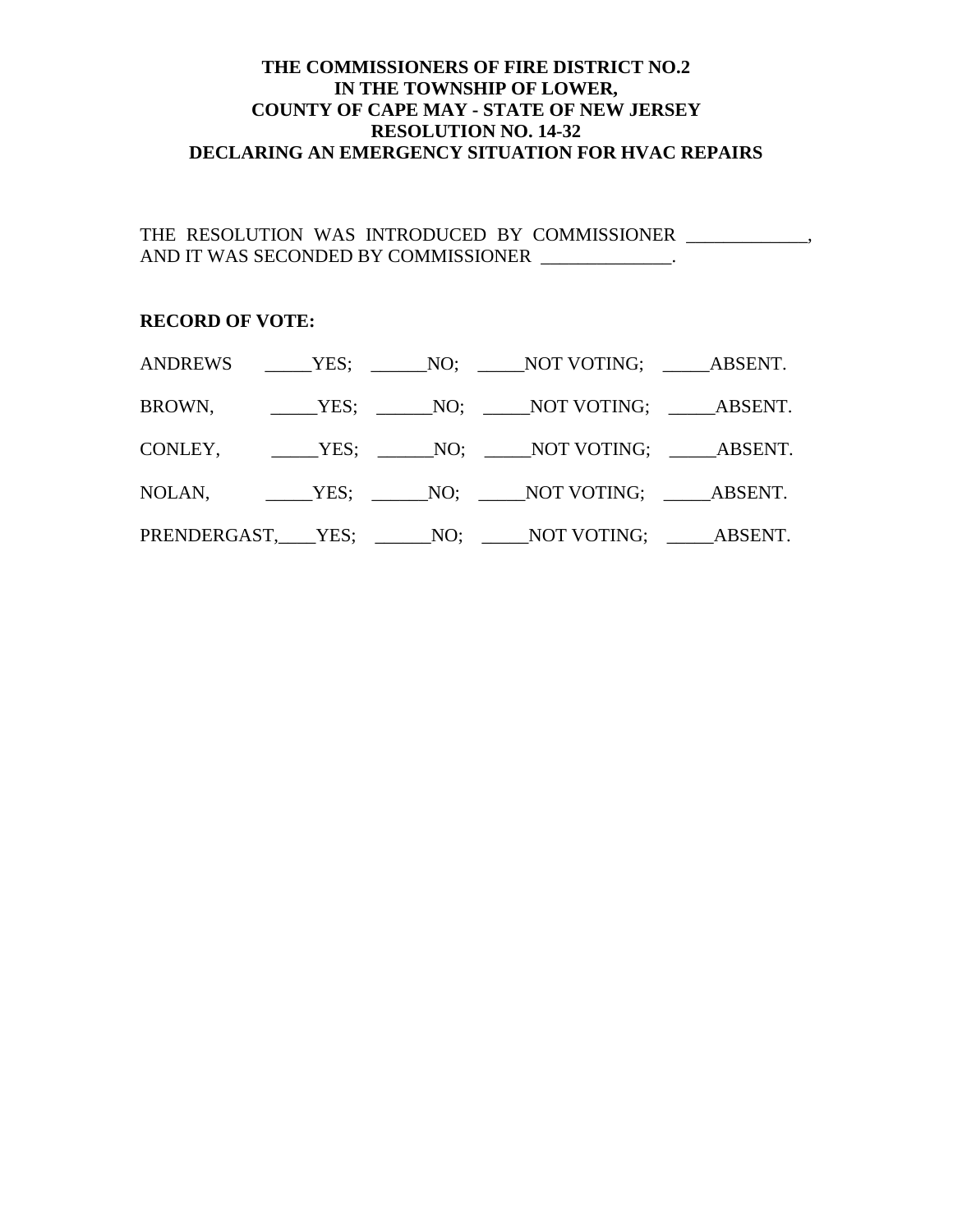**THE COMMISSIONERS OF FIRE DISTRICT NO.2**
**IN THE TOWNSHIP OF LOWER,**
**COUNTY OF CAPE MAY - STATE OF NEW JERSEY**
**RESOLUTION NO. 14-32**
**DECLARING AN EMERGENCY SITUATION FOR HVAC REPAIRS**

THE RESOLUTION WAS INTRODUCED BY COMMISSIONER _____________, AND IT WAS SECONDED BY COMMISSIONER ______________.

**RECORD OF VOTE:**

ANDREWS _____YES; ______NO; _____NOT VOTING; _____ABSENT.

BROWN, _____YES; ______NO; _____NOT VOTING; _____ABSENT.

CONLEY, _____YES; ______NO; _____NOT VOTING; _____ABSENT.

NOLAN, _____YES; ______NO; _____NOT VOTING; _____ABSENT.

PRENDERGAST,____YES; ______NO; _____NOT VOTING; _____ABSENT.